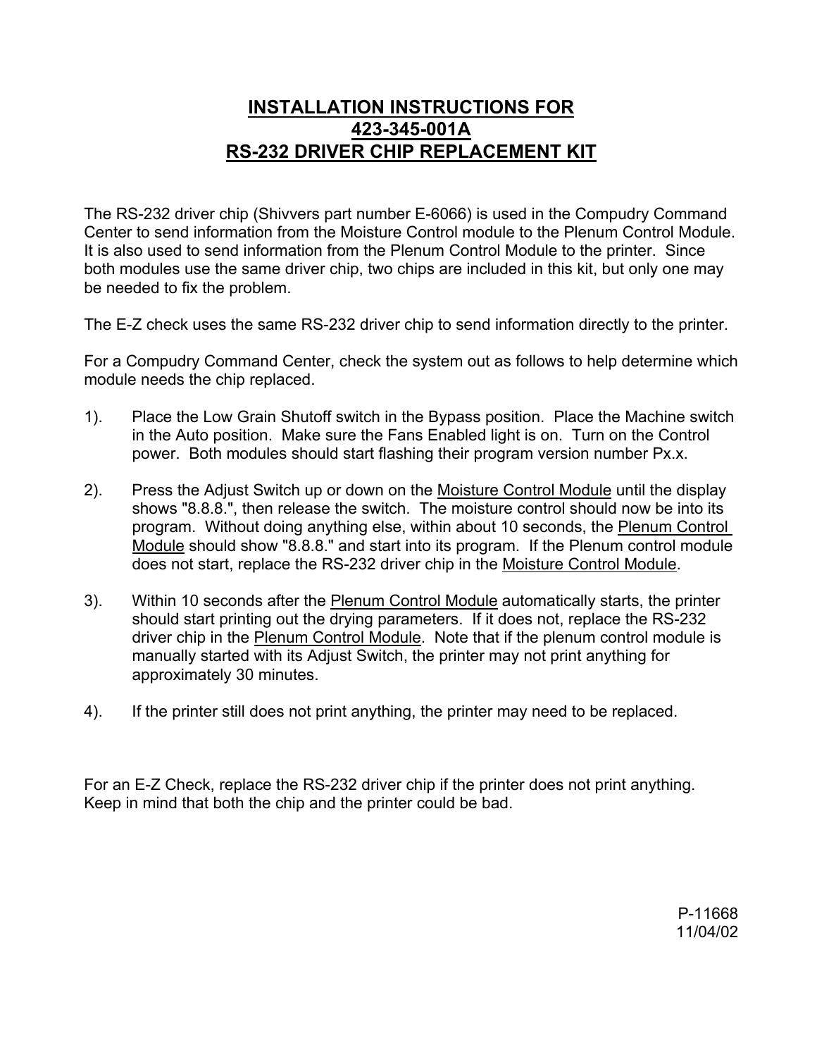# INSTALLATION INSTRUCTIONS FOR 423-345-001A RS-232 DRIVER CHIP REPLACEMENT KIT

The RS-232 driver chip (Shivvers part number E-6066) is used in the Compudry Command Center to send information from the Moisture Control module to the Plenum Control Module. It is also used to send information from the Plenum Control Module to the printer. Since both modules use the same driver chip, two chips are included in this kit, but only one may be needed to fix the problem.

The E-Z check uses the same RS-232 driver chip to send information directly to the printer.

For a Compudry Command Center, check the system out as follows to help determine which module needs the chip replaced.

1). Place the Low Grain Shutoff switch in the Bypass position. Place the Machine switch in the Auto position. Make sure the Fans Enabled light is on. Turn on the Control power. Both modules should start flashing their program version number Px.x.

2). Press the Adjust Switch up or down on the <u>Moisture Control Module</u> until the display shows "8.8.8.", then release the switch. The moisture control should now be into its program. Without doing anything else, within about 10 seconds, the <u>Plenum Control Module</u> should show "8.8.8." and start into its program. If the Plenum control module does not start, replace the RS-232 driver chip in the <u>Moisture Control Module</u>.

3). Within 10 seconds after the <u>Plenum Control Module</u> automatically starts, the printer should start printing out the drying parameters. If it does not, replace the RS-232 driver chip in the <u>Plenum Control Module</u>. Note that if the plenum control module is manually started with its Adjust Switch, the printer may not print anything for approximately 30 minutes.

4). If the printer still does not print anything, the printer may need to be replaced.

For an E-Z Check, replace the RS-232 driver chip if the printer does not print anything. Keep in mind that both the chip and the printer could be bad.

P-11668
11/04/02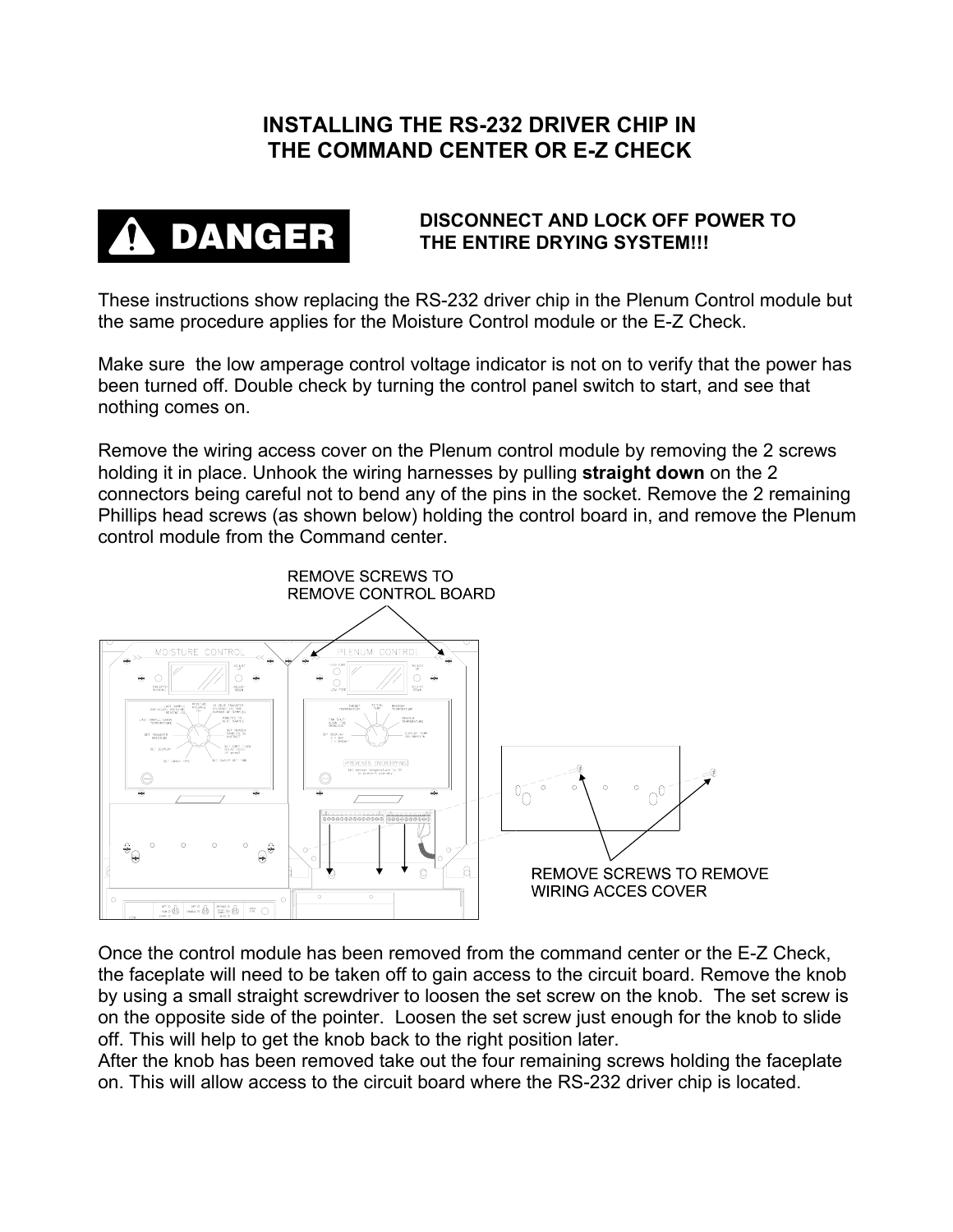# INSTALLING THE RS-232 DRIVER CHIP IN THE COMMAND CENTER OR E-Z CHECK

**DANGER**

**DISCONNECT AND LOCK OFF POWER TO THE ENTIRE DRYING SYSTEM!!!**

These instructions show replacing the RS-232 driver chip in the Plenum Control module but the same procedure applies for the Moisture Control module or the E-Z Check.

Make sure the low amperage control voltage indicator is not on to verify that the power has been turned off. Double check by turning the control panel switch to start, and see that nothing comes on.

Remove the wiring access cover on the Plenum control module by removing the 2 screws holding it in place. Unhook the wiring harnesses by pulling **straight down** on the 2 connectors being careful not to bend any of the pins in the socket. Remove the 2 remaining Phillips head screws (as shown below) holding the control board in, and remove the Plenum control module from the Command center.

REMOVE SCREWS TO REMOVE CONTROL BOARD

REMOVE SCREWS TO REMOVE WIRING ACCES COVER

Once the control module has been removed from the command center or the E-Z Check, the faceplate will need to be taken off to gain access to the circuit board. Remove the knob by using a small straight screwdriver to loosen the set screw on the knob. The set screw is on the opposite side of the pointer. Loosen the set screw just enough for the knob to slide off. This will help to get the knob back to the right position later.
After the knob has been removed take out the four remaining screws holding the faceplate on. This will allow access to the circuit board where the RS-232 driver chip is located.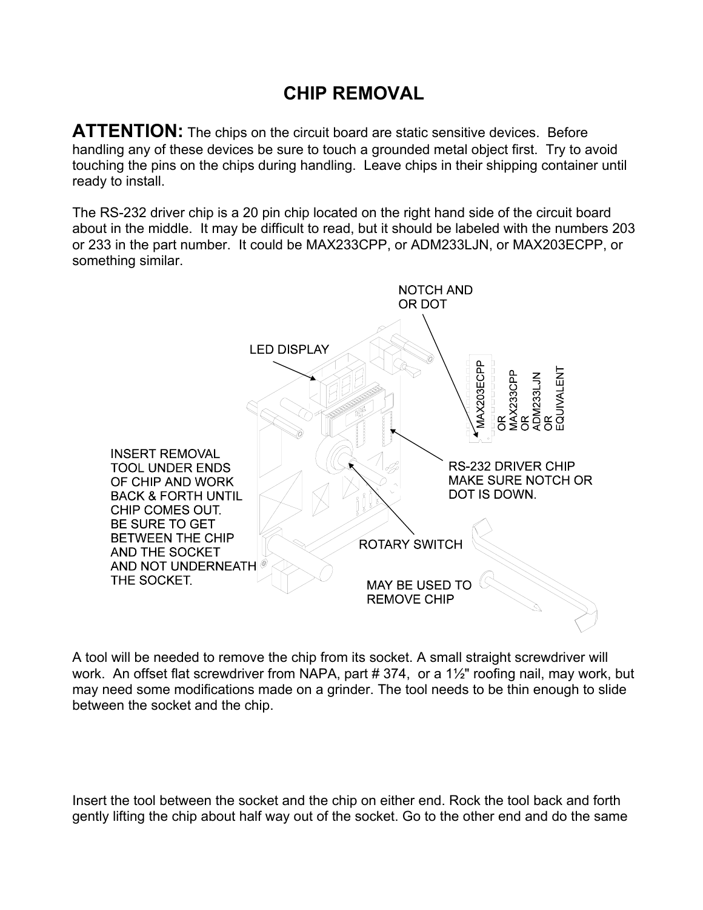# CHIP REMOVAL

**ATTENTION:** The chips on the circuit board are static sensitive devices. Before handling any of these devices be sure to touch a grounded metal object first. Try to avoid touching the pins on the chips during handling. Leave chips in their shipping container until ready to install.

The RS-232 driver chip is a 20 pin chip located on the right hand side of the circuit board about in the middle. It may be difficult to read, but it should be labeled with the numbers 203 or 233 in the part number. It could be MAX233CPP, or ADM233LJN, or MAX203ECPP, or something similar.

NOTCH AND OR DOT

LED DISPLAY

MAX203ECPP OR MAX233CPP OR ADM233LJN OR EQUIVALENT

INSERT REMOVAL TOOL UNDER ENDS OF CHIP AND WORK BACK & FORTH UNTIL CHIP COMES OUT. BE SURE TO GET BETWEEN THE CHIP AND THE SOCKET AND NOT UNDERNEATH THE SOCKET.

RS-232 DRIVER CHIP MAKE SURE NOTCH OR DOT IS DOWN.

ROTARY SWITCH

MAY BE USED TO REMOVE CHIP

A tool will be needed to remove the chip from its socket. A small straight screwdriver will work. An offset flat screwdriver from NAPA, part # 374, or a 1½" roofing nail, may work, but may need some modifications made on a grinder. The tool needs to be thin enough to slide between the socket and the chip.

Insert the tool between the socket and the chip on either end. Rock the tool back and forth gently lifting the chip about half way out of the socket. Go to the other end and do the same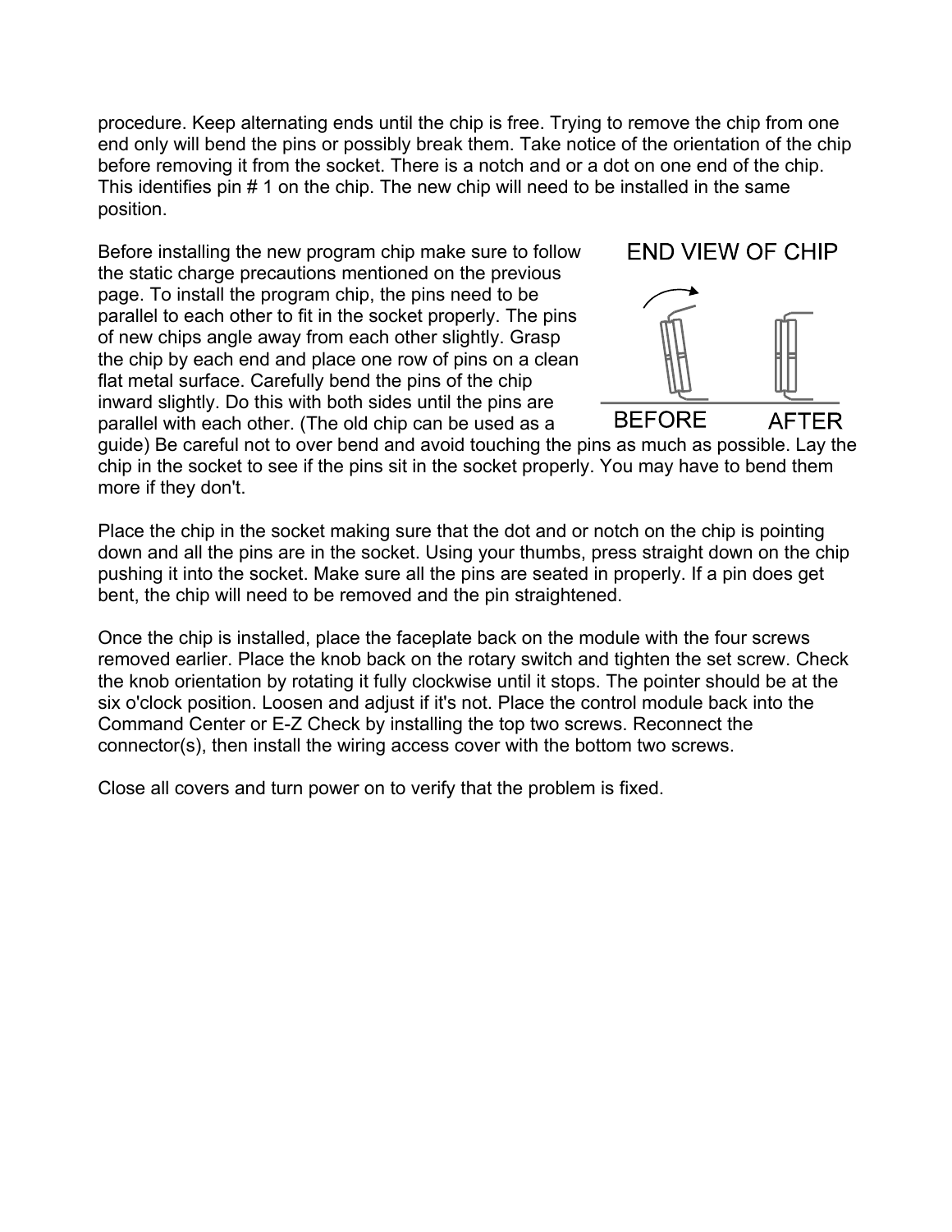procedure. Keep alternating ends until the chip is free. Trying to remove the chip from one end only will bend the pins or possibly break them. Take notice of the orientation of the chip before removing it from the socket. There is a notch and or a dot on one end of the chip. This identifies pin # 1 on the chip. The new chip will need to be installed in the same position.

Before installing the new program chip make sure to follow the static charge precautions mentioned on the previous page. To install the program chip, the pins need to be parallel to each other to fit in the socket properly. The pins of new chips angle away from each other slightly. Grasp the chip by each end and place one row of pins on a clean flat metal surface. Carefully bend the pins of the chip inward slightly. Do this with both sides until the pins are parallel with each other. (The old chip can be used as a guide) Be careful not to over bend and avoid touching the pins as much as possible. Lay the chip in the socket to see if the pins sit in the socket properly. You may have to bend them more if they don't.

END VIEW OF CHIP

BEFORE AFTER

Place the chip in the socket making sure that the dot and or notch on the chip is pointing down and all the pins are in the socket. Using your thumbs, press straight down on the chip pushing it into the socket. Make sure all the pins are seated in properly. If a pin does get bent, the chip will need to be removed and the pin straightened.

Once the chip is installed, place the faceplate back on the module with the four screws removed earlier. Place the knob back on the rotary switch and tighten the set screw. Check the knob orientation by rotating it fully clockwise until it stops. The pointer should be at the six o'clock position. Loosen and adjust if it's not. Place the control module back into the Command Center or E-Z Check by installing the top two screws. Reconnect the connector(s), then install the wiring access cover with the bottom two screws.

Close all covers and turn power on to verify that the problem is fixed.